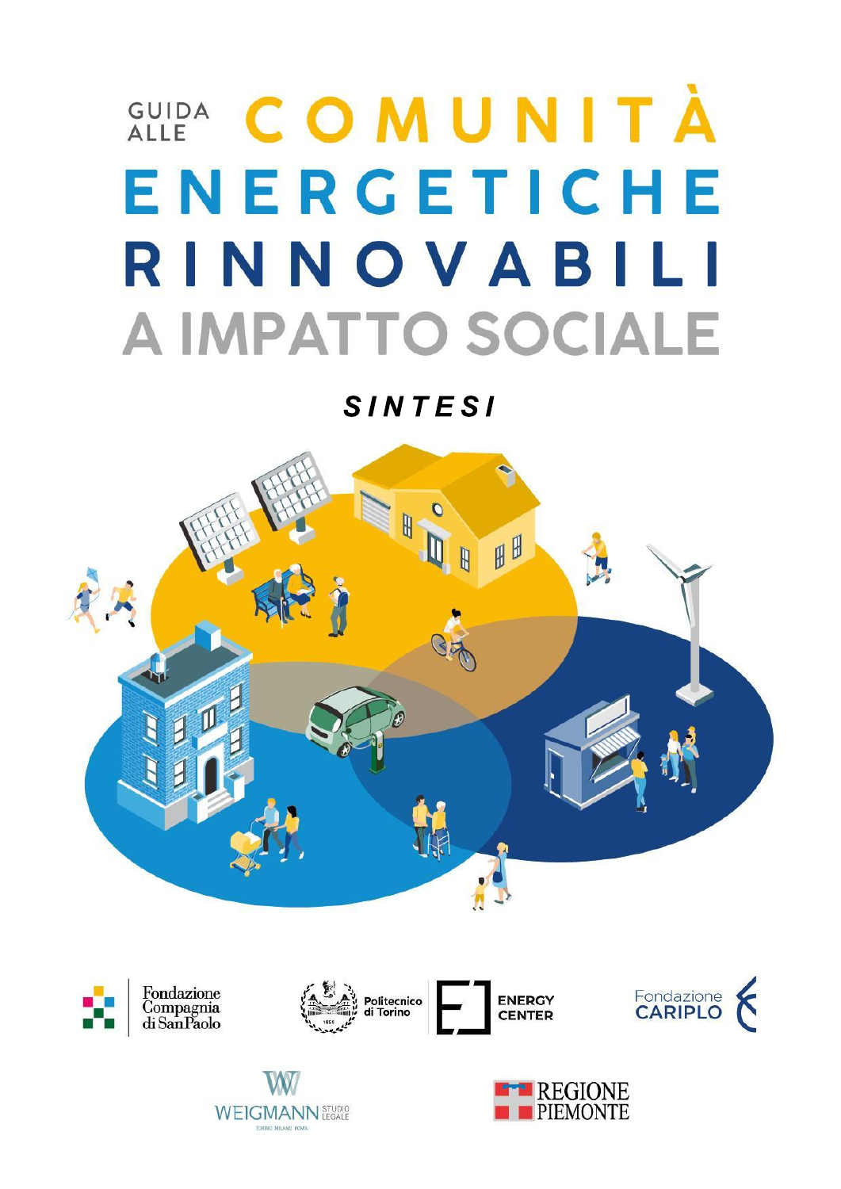# GUIDA ALLE COMUNITÀ ENERGETICHE RINNOVABILI A IMPATTO SOCIALE

***SINTESI***

Fondazione Compagnia di San Paolo

Politecnico di Torino

ENERGY CENTER

Fondazione CARIPLO

WEIGMANN STUDIO LEGALE

TORINO MILANO ROMA

REGIONE PIEMONTE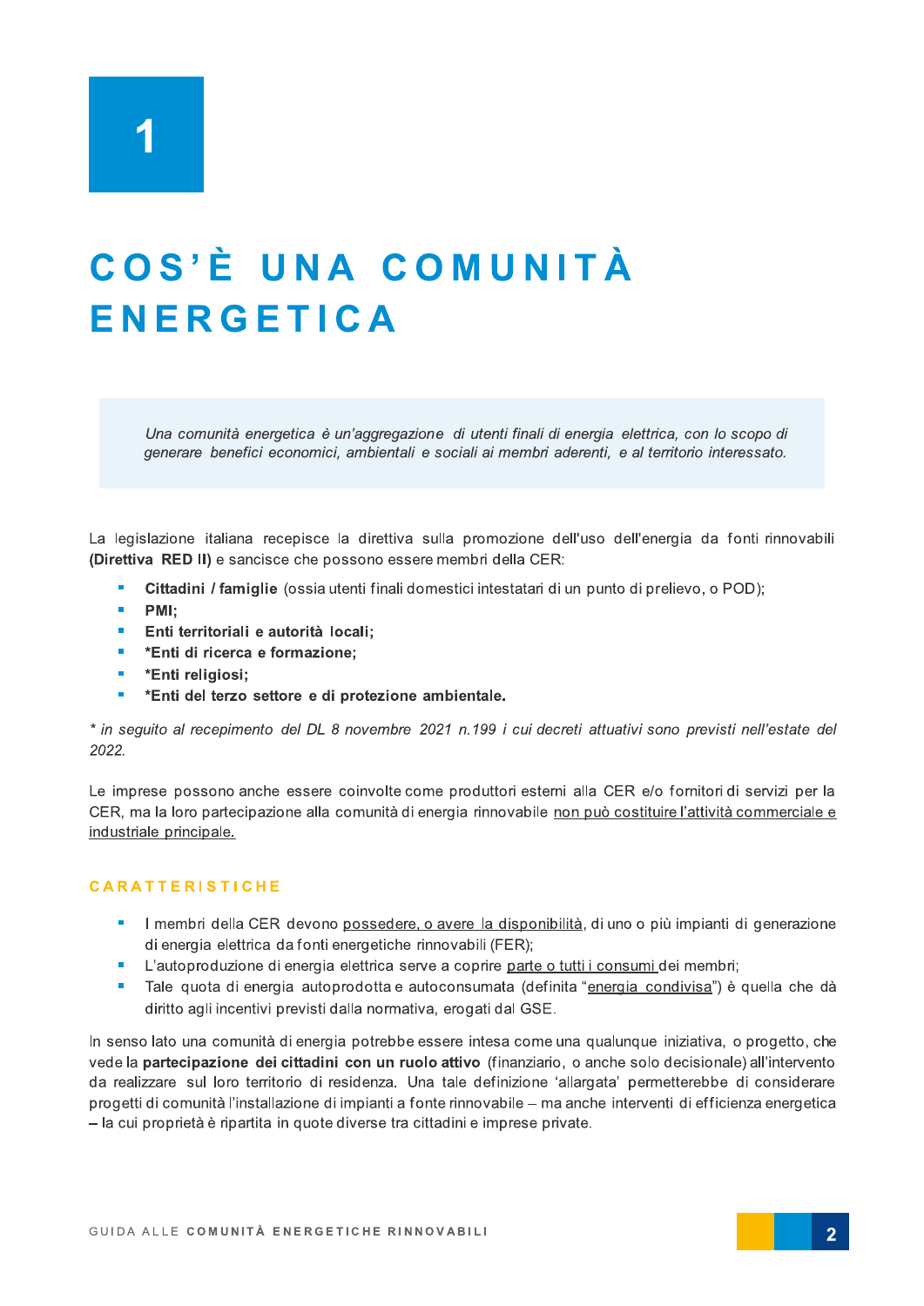# 1

# COS'È UNA COMUNITÀ ENERGETICA

*Una comunità energetica è un'aggregazione di utenti finali di energia elettrica, con lo scopo di generare benefici economici, ambientali e sociali ai membri aderenti, e al territorio interessato.*

La legislazione italiana recepisce la direttiva sulla promozione dell'uso dell'energia da fonti rinnovabili **(Direttiva RED II)** e sancisce che possono essere membri della CER:

- **Cittadini / famiglie** (ossia utenti finali domestici intestatari di un punto di prelievo, o POD);
- **PMI;**
- **Enti territoriali e autorità locali;**
- ***Enti di ricerca e formazione;**
- ***Enti religiosi;**
- ***Enti del terzo settore e di protezione ambientale.**

*\* in seguito al recepimento del DL 8 novembre 2021 n.199 i cui decreti attuativi sono previsti nell'estate del 2022.*

Le imprese possono anche essere coinvolte come produttori esterni alla CER e/o fornitori di servizi per la CER, ma la loro partecipazione alla comunità di energia rinnovabile non può costituire l'attività commerciale e industriale principale.

## CARATTERISTICHE

- I membri della CER devono possedere, o avere la disponibilità, di uno o più impianti di generazione di energia elettrica da fonti energetiche rinnovabili (FER);
- L'autoproduzione di energia elettrica serve a coprire parte o tutti i consumi dei membri;
- Tale quota di energia autoprodotta e autoconsumata (definita "energia condivisa") è quella che dà diritto agli incentivi previsti dalla normativa, erogati dal GSE.

In senso lato una comunità di energia potrebbe essere intesa come una qualunque iniziativa, o progetto, che vede la **partecipazione dei cittadini con un ruolo attivo** (finanziario, o anche solo decisionale) all'intervento da realizzare sul loro territorio di residenza. Una tale definizione 'allargata' permetterebbe di considerare progetti di comunità l'installazione di impianti a fonte rinnovabile – ma anche interventi di efficienza energetica – la cui proprietà è ripartita in quote diverse tra cittadini e imprese private.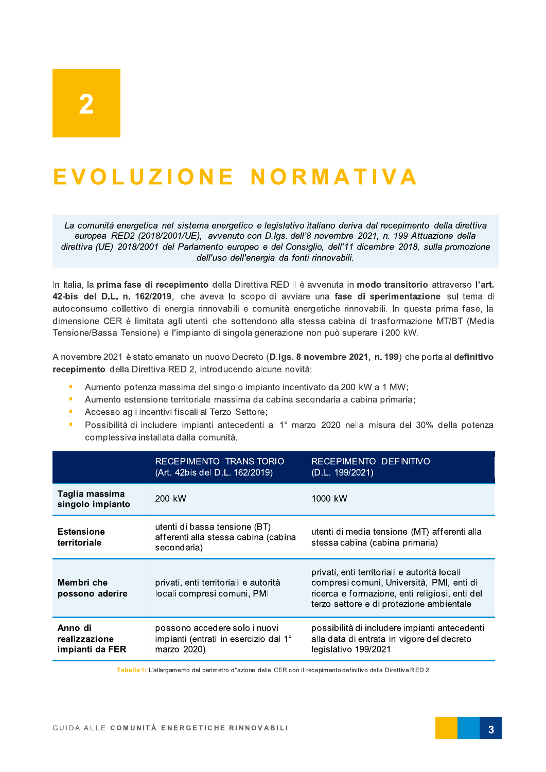# 2

# EVOLUZIONE NORMATIVA

*La comunità energetica nel sistema energetico e legislativo italiano deriva dal recepimento della direttiva europea RED2 (2018/2001/UE), avvenuto con D.lgs. dell'8 novembre 2021, n. 199 Attuazione della direttiva (UE) 2018/2001 del Parlamento europeo e del Consiglio, dell'11 dicembre 2018, sulla promozione dell'uso dell'energia da fonti rinnovabili.*

In Italia, la **prima fase di recepimento** della Direttiva RED II è avvenuta in **modo transitorio** attraverso l'**art. 42-bis del D.L. n. 162/2019**, che aveva lo scopo di avviare una **fase di sperimentazione** sul tema di autoconsumo collettivo di energia rinnovabili e comunità energetiche rinnovabili. In questa prima fase, la dimensione CER è limitata agli utenti che sottendono alla stessa cabina di trasformazione MT/BT (Media Tensione/Bassa Tensione) e l'impianto di singola generazione non può superare i 200 kW.

A novembre 2021 è stato emanato un nuovo Decreto (**D.lgs. 8 novembre 2021, n. 199**) che porta al **definitivo recepimento** della Direttiva RED 2, introducendo alcune novità:

- Aumento potenza massima del singolo impianto incentivato da 200 kW a 1 MW;
- Aumento estensione territoriale massima da cabina secondaria a cabina primaria;
- Accesso agli incentivi fiscali al Terzo Settore;
- Possibilità di includere impianti antecedenti al 1° marzo 2020 nella misura del 30% della potenza complessiva installata dalla comunità.

| | RECEPIMENTO TRANSITORIO (Art. 42bis del D.L. 162/2019) | RECEPIMENTO DEFINITIVO (D.L. 199/2021) |
|---|---|---|
| **Taglia massima singolo impianto** | 200 kW | 1000 kW |
| **Estensione territoriale** | utenti di bassa tensione (BT) afferenti alla stessa cabina (cabina secondaria) | utenti di media tensione (MT) afferenti alla stessa cabina (cabina primaria) |
| **Membri che possono aderire** | privati, enti territoriali e autorità locali compresi comuni, PMI | privati, enti territoriali e autorità locali compresi comuni, Università, PMI, enti di ricerca e formazione, enti religiosi, enti del terzo settore e di protezione ambientale |
| **Anno di realizzazione impianti da FER** | possono accedere solo i nuovi impianti (entrati in esercizio dal 1° marzo 2020) | possibilità di includere impianti antecedenti alla data di entrata in vigore del decreto legislativo 199/2021 |

**Tabella 1:** L'allargamento del perimetro d'azione delle CER con il recepimento definitivo della Direttiva RED 2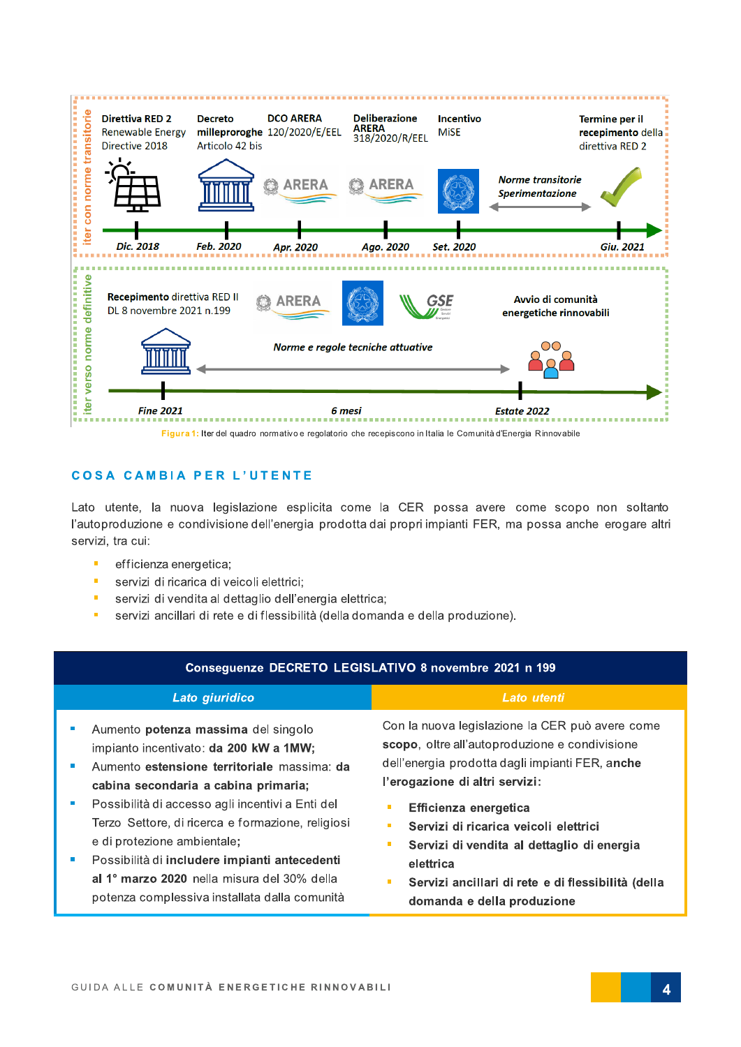Direttiva RED 2
Renewable Energy Directive 2018

Decreto milleproroghe
Articolo 42 bis

DCO ARERA
120/2020/E/EEL

Deliberazione ARERA
318/2020/R/EEL

Incentivo MiSE

*Norme transitorie Sperimentazione*

Termine per il recepimento della direttiva RED 2

*Dic. 2018* — *Feb. 2020* — *Apr. 2020* — *Ago. 2020* — *Set. 2020* — *Giu. 2021*

iter con norme transitorie

Recepimento direttiva RED II
DL 8 novembre 2021 n.199

*Norme e regole tecniche attuative*

Avvio di comunità energetiche rinnovabili

*Fine 2021* — *6 mesi* — *Estate 2022*

iter verso norme definitive

Figura 1: Iter del quadro normativo e regolatorio che recepiscono in Italia le Comunità d'Energia Rinnovabile

## COSA CAMBIA PER L'UTENTE

Lato utente, la nuova legislazione esplicita come la CER possa avere come scopo non soltanto l'autoproduzione e condivisione dell'energia prodotta dai propri impianti FER, ma possa anche erogare altri servizi, tra cui:

- efficienza energetica;
- servizi di ricarica di veicoli elettrici;
- servizi di vendita al dettaglio dell'energia elettrica;
- servizi ancillari di rete e di flessibilità (della domanda e della produzione).

| Conseguenze DECRETO LEGISLATIVO 8 novembre 2021 n 199 | |
|---|---|
| *Lato giuridico* | *Lato utenti* |
| - Aumento **potenza massima** del singolo impianto incentivato: **da 200 kW a 1MW;**<br>- Aumento **estensione territoriale** massima: **da cabina secondaria a cabina primaria;**<br>- Possibilità di accesso agli incentivi a Enti del Terzo Settore, di ricerca e formazione, religiosi e di protezione ambientale;<br>- Possibilità di **includere impianti antecedenti al 1° marzo 2020** nella misura del 30% della potenza complessiva installata dalla comunità | Con la nuova legislazione la CER può avere come **scopo**, oltre all'autoproduzione e condivisione dell'energia prodotta dagli impianti FER, anche **l'erogazione di altri servizi:**<br>- **Efficienza energetica**<br>- **Servizi di ricarica veicoli elettrici**<br>- **Servizi di vendita al dettaglio di energia elettrica**<br>- **Servizi ancillari di rete e di flessibilità (della domanda e della produzione** |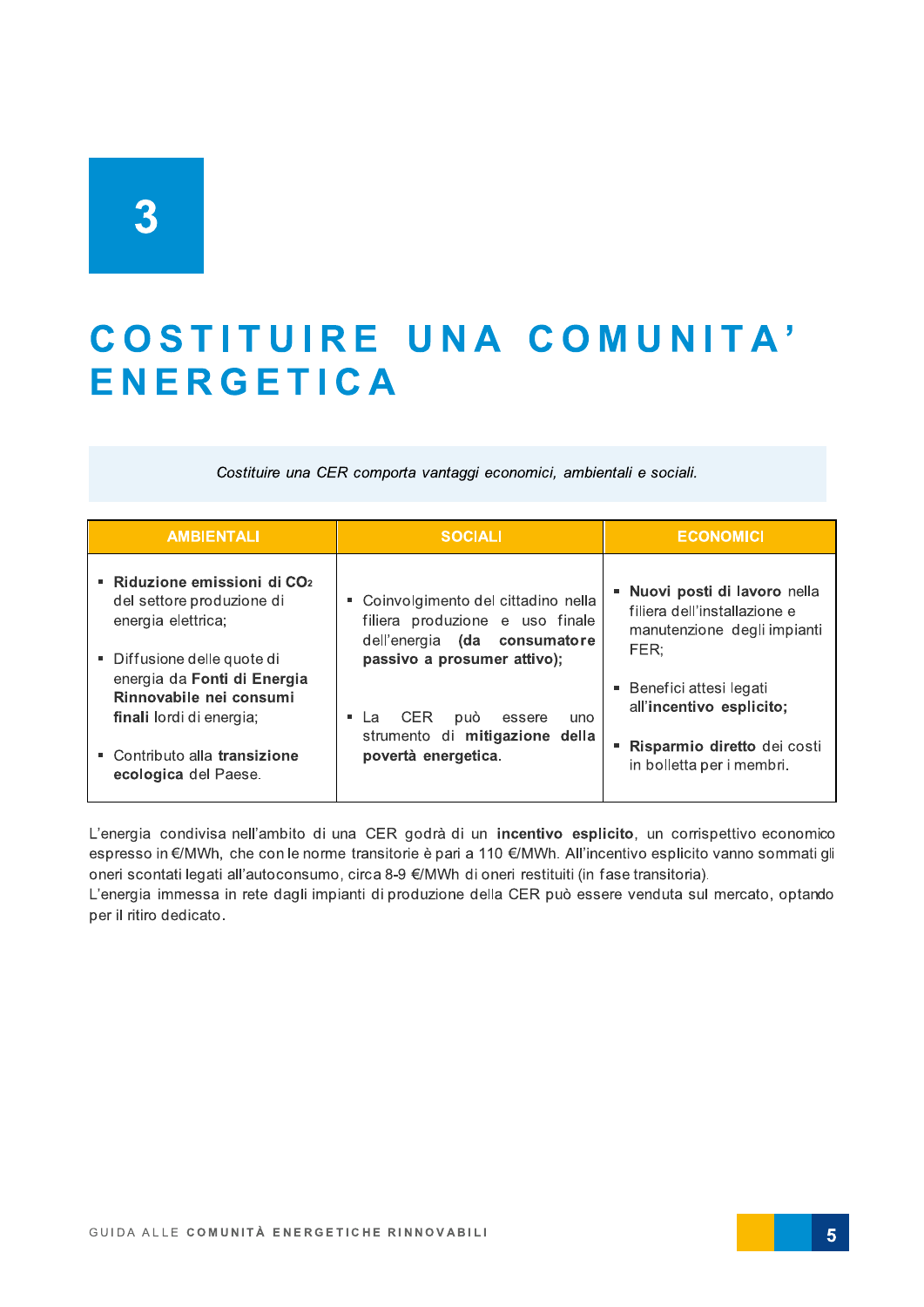3

# COSTITUIRE UNA COMUNITA' ENERGETICA

*Costituire una CER comporta vantaggi economici, ambientali e sociali.*

| AMBIENTALI | SOCIALI | ECONOMICI |
|---|---|---|
| ▪ **Riduzione emissioni di $CO_2$** del settore produzione di energia elettrica;<br><br>▪ Diffusione delle quote di energia da **Fonti di Energia Rinnovabile nei consumi finali** lordi di energia;<br><br>▪ Contributo alla **transizione ecologica** del Paese. | ▪ Coinvolgimento del cittadino nella filiera produzione e uso finale dell'energia **(da consumatore passivo a prosumer attivo);**<br><br>▪ La CER può essere uno strumento di **mitigazione della povertà energetica.** | ▪ **Nuovi posti di lavoro** nella filiera dell'installazione e manutenzione degli impianti FER;<br><br>▪ Benefici attesi legati all'**incentivo esplicito;**<br><br>▪ **Risparmio diretto** dei costi in bolletta per i membri. |

L'energia condivisa nell'ambito di una CER godrà di un **incentivo esplicito**, un corrispettivo economico espresso in €/MWh, che con le norme transitorie è pari a 110 €/MWh. All'incentivo esplicito vanno sommati gli oneri scontati legati all'autoconsumo, circa 8-9 €/MWh di oneri restituiti (in fase transitoria).
L'energia immessa in rete dagli impianti di produzione della CER può essere venduta sul mercato, optando per il ritiro dedicato.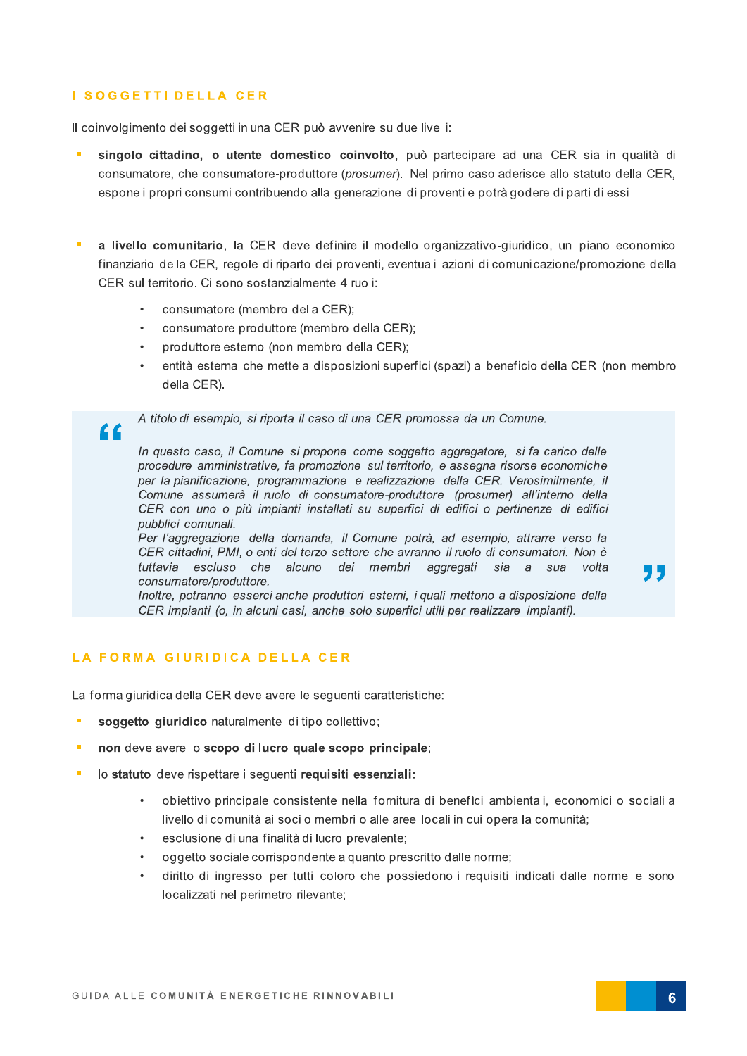## I SOGGETTI DELLA CER

Il coinvolgimento dei soggetti in una CER può avvenire su due livelli:

- **singolo cittadino, o utente domestico coinvolto**, può partecipare ad una CER sia in qualità di consumatore, che consumatore-produttore (*prosumer*). Nel primo caso aderisce allo statuto della CER, espone i propri consumi contribuendo alla generazione di proventi e potrà godere di parti di essi.

- **a livello comunitario**, la CER deve definire il modello organizzativo-giuridico, un piano economico finanziario della CER, regole di riparto dei proventi, eventuali azioni di comunicazione/promozione della CER sul territorio. Ci sono sostanzialmente 4 ruoli:
    - consumatore (membro della CER);
    - consumatore-produttore (membro della CER);
    - produttore esterno (non membro della CER);
    - entità esterna che mette a disposizioni superfici (spazi) a beneficio della CER (non membro della CER).

> *A titolo di esempio, si riporta il caso di una CER promossa da un Comune.*
>
> *In questo caso, il Comune si propone come soggetto aggregatore, si fa carico delle procedure amministrative, fa promozione sul territorio, e assegna risorse economiche per la pianificazione, programmazione e realizzazione della CER. Verosimilmente, il Comune assumerà il ruolo di consumatore-produttore (prosumer) all'interno della CER con uno o più impianti installati su superfici di edifici o pertinenze di edifici pubblici comunali.*
> *Per l'aggregazione della domanda, il Comune potrà, ad esempio, attrarre verso la CER cittadini, PMI, o enti del terzo settore che avranno il ruolo di consumatori. Non è tuttavia escluso che alcuno dei membri aggregati sia a sua volta consumatore/produttore.*
> *Inoltre, potranno esserci anche produttori esterni, i quali mettono a disposizione della CER impianti (o, in alcuni casi, anche solo superfici utili per realizzare impianti).*

## LA FORMA GIURIDICA DELLA CER

La forma giuridica della CER deve avere le seguenti caratteristiche:

- **soggetto giuridico** naturalmente di tipo collettivo;
- **non** deve avere lo **scopo di lucro quale scopo principale**;
- lo **statuto** deve rispettare i seguenti **requisiti essenziali:**
    - obiettivo principale consistente nella fornitura di benefici ambientali, economici o sociali a livello di comunità ai soci o membri o alle aree locali in cui opera la comunità;
    - esclusione di una finalità di lucro prevalente;
    - oggetto sociale corrispondente a quanto prescritto dalle norme;
    - diritto di ingresso per tutti coloro che possiedono i requisiti indicati dalle norme e sono localizzati nel perimetro rilevante;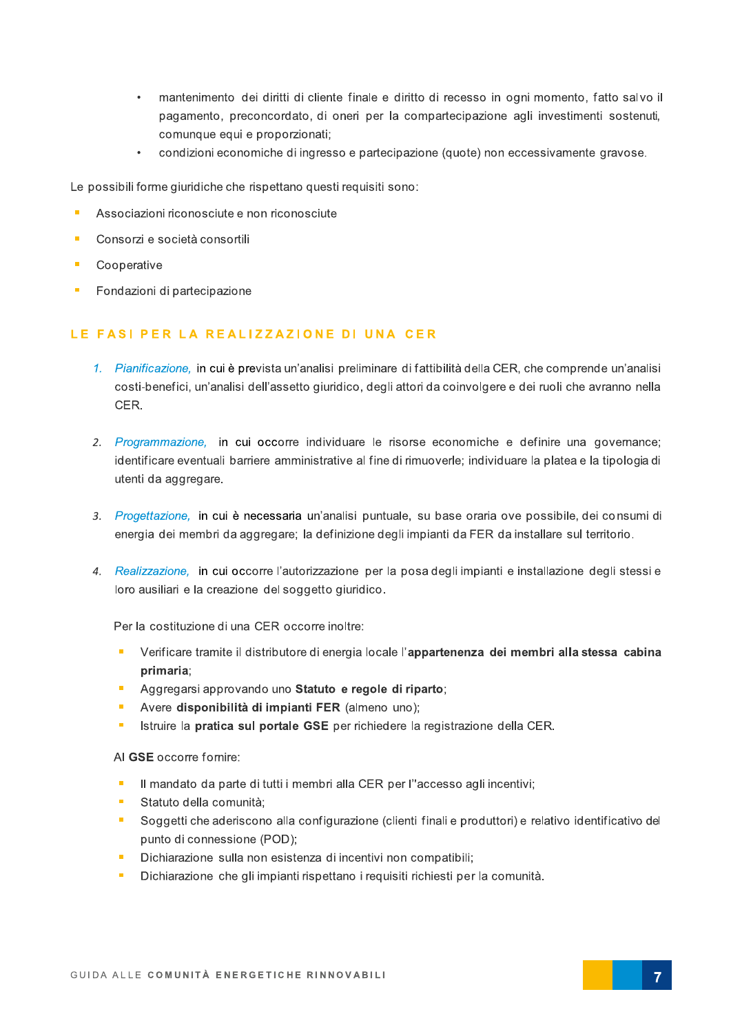- mantenimento dei diritti di cliente finale e diritto di recesso in ogni momento, fatto salvo il pagamento, preconcordato, di oneri per la compartecipazione agli investimenti sostenuti, comunque equi e proporzionati;
- condizioni economiche di ingresso e partecipazione (quote) non eccessivamente gravose.

Le possibili forme giuridiche che rispettano questi requisiti sono:

- Associazioni riconosciute e non riconosciute
- Consorzi e società consortili
- Cooperative
- Fondazioni di partecipazione

## LE FASI PER LA REALIZZAZIONE DI UNA CER

1. *Pianificazione,* in cui è prevista un'analisi preliminare di fattibilità della CER, che comprende un'analisi costi-benefici, un'analisi dell'assetto giuridico, degli attori da coinvolgere e dei ruoli che avranno nella CER.

2. *Programmazione,* in cui occorre individuare le risorse economiche e definire una governance; identificare eventuali barriere amministrative al fine di rimuoverle; individuare la platea e la tipologia di utenti da aggregare.

3. *Progettazione,* in cui è necessaria un'analisi puntuale, su base oraria ove possibile, dei consumi di energia dei membri da aggregare; la definizione degli impianti da FER da installare sul territorio.

4. *Realizzazione,* in cui occorre l'autorizzazione per la posa degli impianti e installazione degli stessi e loro ausiliari e la creazione del soggetto giuridico.

   Per la costituzione di una CER occorre inoltre:

   - Verificare tramite il distributore di energia locale l'**appartenenza dei membri alla stessa cabina primaria**;
   - Aggregarsi approvando uno **Statuto e regole di riparto**;
   - Avere **disponibilità di impianti FER** (almeno uno);
   - Istruire la **pratica sul portale GSE** per richiedere la registrazione della CER.

   Al **GSE** occorre fornire:

   - Il mandato da parte di tutti i membri alla CER per l''accesso agli incentivi;
   - Statuto della comunità;
   - Soggetti che aderiscono alla configurazione (clienti finali e produttori) e relativo identificativo del punto di connessione (POD);
   - Dichiarazione sulla non esistenza di incentivi non compatibili;
   - Dichiarazione che gli impianti rispettano i requisiti richiesti per la comunità.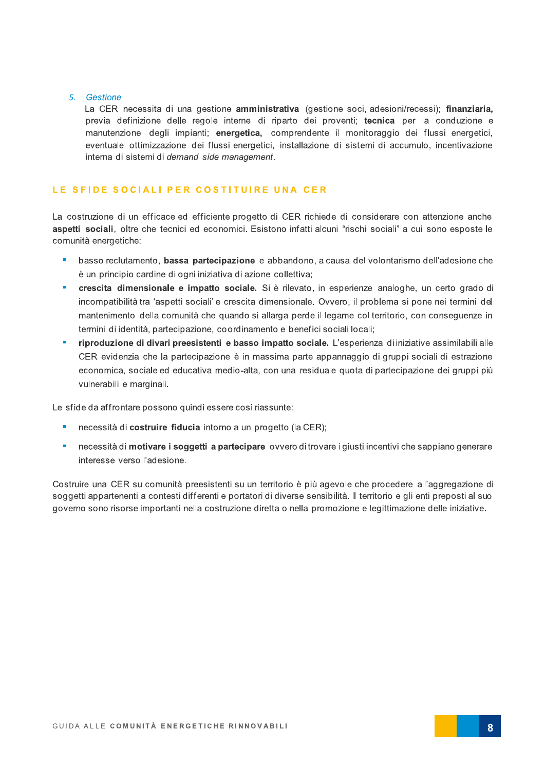5. *Gestione*

   La CER necessita di una gestione **amministrativa** (gestione soci, adesioni/recessi); **finanziaria,** previa definizione delle regole interne di riparto dei proventi; **tecnica** per la conduzione e manutenzione degli impianti; **energetica,** comprendente il monitoraggio dei flussi energetici, eventuale ottimizzazione dei flussi energetici, installazione di sistemi di accumulo, incentivazione interna di sistemi di *demand side management*.

## LE SFIDE SOCIALI PER COSTITUIRE UNA CER

La costruzione di un efficace ed efficiente progetto di CER richiede di considerare con attenzione anche **aspetti sociali**, oltre che tecnici ed economici. Esistono infatti alcuni "rischi sociali" a cui sono esposte le comunità energetiche:

- basso reclutamento, **bassa partecipazione** e abbandono, a causa del volontarismo dell'adesione che è un principio cardine di ogni iniziativa di azione collettiva;
- **crescita dimensionale e impatto sociale.** Si è rilevato, in esperienze analoghe, un certo grado di incompatibilità tra 'aspetti sociali' e crescita dimensionale. Ovvero, il problema si pone nei termini del mantenimento della comunità che quando si allarga perde il legame col territorio, con conseguenze in termini di identità, partecipazione, coordinamento e benefici sociali locali;
- **riproduzione di divari preesistenti e basso impatto sociale.** L'esperienza di iniziative assimilabili alle CER evidenzia che la partecipazione è in massima parte appannaggio di gruppi sociali di estrazione economica, sociale ed educativa medio-alta, con una residuale quota di partecipazione dei gruppi più vulnerabili e marginali.

Le sfide da affrontare possono quindi essere così riassunte:

- necessità di **costruire fiducia** intorno a un progetto (la CER);
- necessità di **motivare i soggetti a partecipare** ovvero di trovare i giusti incentivi che sappiano generare interesse verso l'adesione.

Costruire una CER su comunità preesistenti su un territorio è più agevole che procedere all'aggregazione di soggetti appartenenti a contesti differenti e portatori di diverse sensibilità. Il territorio e gli enti preposti al suo governo sono risorse importanti nella costruzione diretta o nella promozione e legittimazione delle iniziative.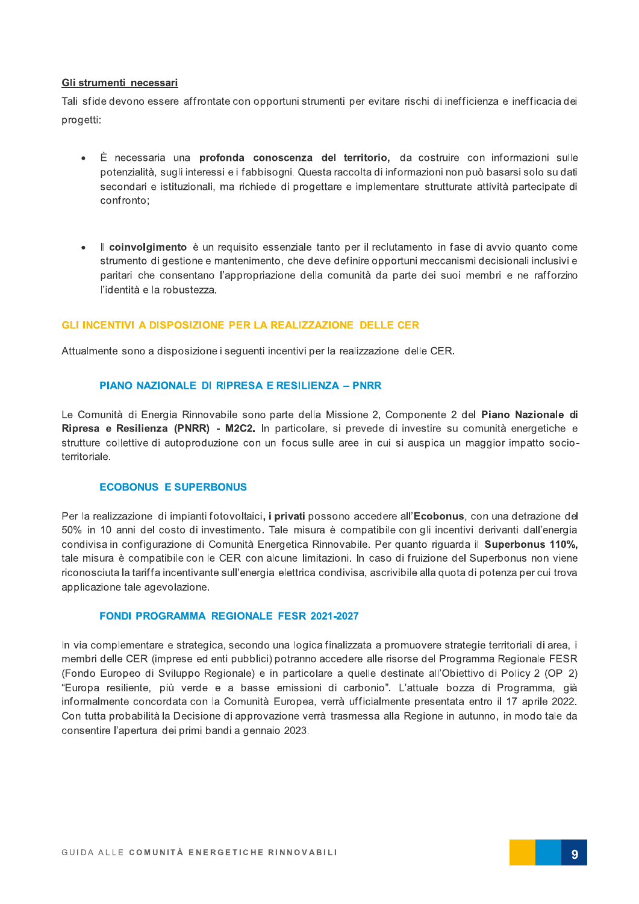**Gli strumenti necessari**

Tali sfide devono essere affrontate con opportuni strumenti per evitare rischi di inefficienza e inefficacia dei progetti:

- È necessaria una **profonda conoscenza del territorio,** da costruire con informazioni sulle potenzialità, sugli interessi e i fabbisogni. Questa raccolta di informazioni non può basarsi solo su dati secondari e istituzionali, ma richiede di progettare e implementare strutturate attività partecipate di confronto;

- Il **coinvolgimento** è un requisito essenziale tanto per il reclutamento in fase di avvio quanto come strumento di gestione e mantenimento, che deve definire opportuni meccanismi decisionali inclusivi e paritari che consentano l'appropriazione della comunità da parte dei suoi membri e ne rafforzino l'identità e la robustezza.

## GLI INCENTIVI A DISPOSIZIONE PER LA REALIZZAZIONE DELLE CER

Attualmente sono a disposizione i seguenti incentivi per la realizzazione delle CER.

### PIANO NAZIONALE DI RIPRESA E RESILIENZA – PNRR

Le Comunità di Energia Rinnovabile sono parte della Missione 2, Componente 2 del **Piano Nazionale di Ripresa e Resilienza (PNRR) - M2C2.** In particolare, si prevede di investire su comunità energetiche e strutture collettive di autoproduzione con un focus sulle aree in cui si auspica un maggior impatto socio-territoriale.

### ECOBONUS E SUPERBONUS

Per la realizzazione di impianti fotovoltaici**, i privati** possono accedere all'**Ecobonus**, con una detrazione del 50% in 10 anni del costo di investimento. Tale misura è compatibile con gli incentivi derivanti dall'energia condivisa in configurazione di Comunità Energetica Rinnovabile. Per quanto riguarda il **Superbonus 110%,** tale misura è compatibile con le CER con alcune limitazioni. In caso di fruizione del Superbonus non viene riconosciuta la tariffa incentivante sull'energia elettrica condivisa, ascrivibile alla quota di potenza per cui trova applicazione tale agevolazione.

### FONDI PROGRAMMA REGIONALE FESR 2021-2027

In via complementare e strategica, secondo una logica finalizzata a promuovere strategie territoriali di area, i membri delle CER (imprese ed enti pubblici) potranno accedere alle risorse del Programma Regionale FESR (Fondo Europeo di Sviluppo Regionale) e in particolare a quelle destinate all'Obiettivo di Policy 2 (OP 2) "Europa resiliente, più verde e a basse emissioni di carbonio". L'attuale bozza di Programma, già informalmente concordata con la Comunità Europea, verrà ufficialmente presentata entro il 17 aprile 2022. Con tutta probabilità la Decisione di approvazione verrà trasmessa alla Regione in autunno, in modo tale da consentire l'apertura dei primi bandi a gennaio 2023.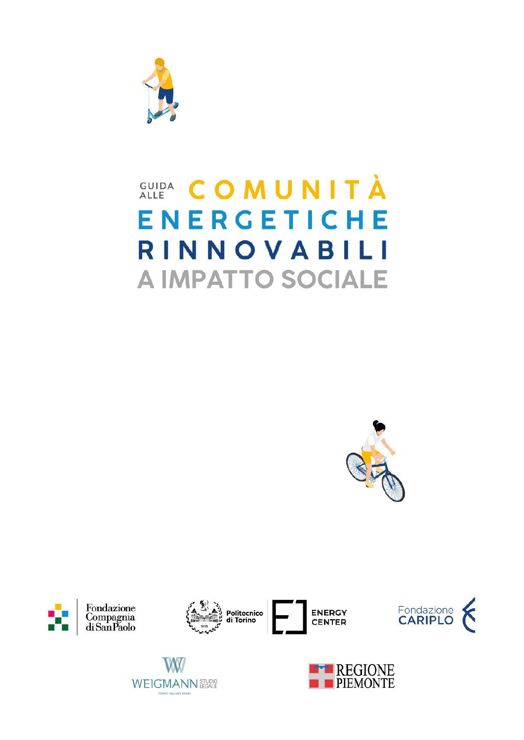# GUIDA ALLE COMUNITÀ ENERGETICHE RINNOVABILI A IMPATTO SOCIALE

Fondazione Compagnia di San Paolo

Politecnico di Torino

ENERGY CENTER

Fondazione CARIPLO

WEIGMANN STUDIO LEGALE

TORINO MILANO ROMA

REGIONE PIEMONTE